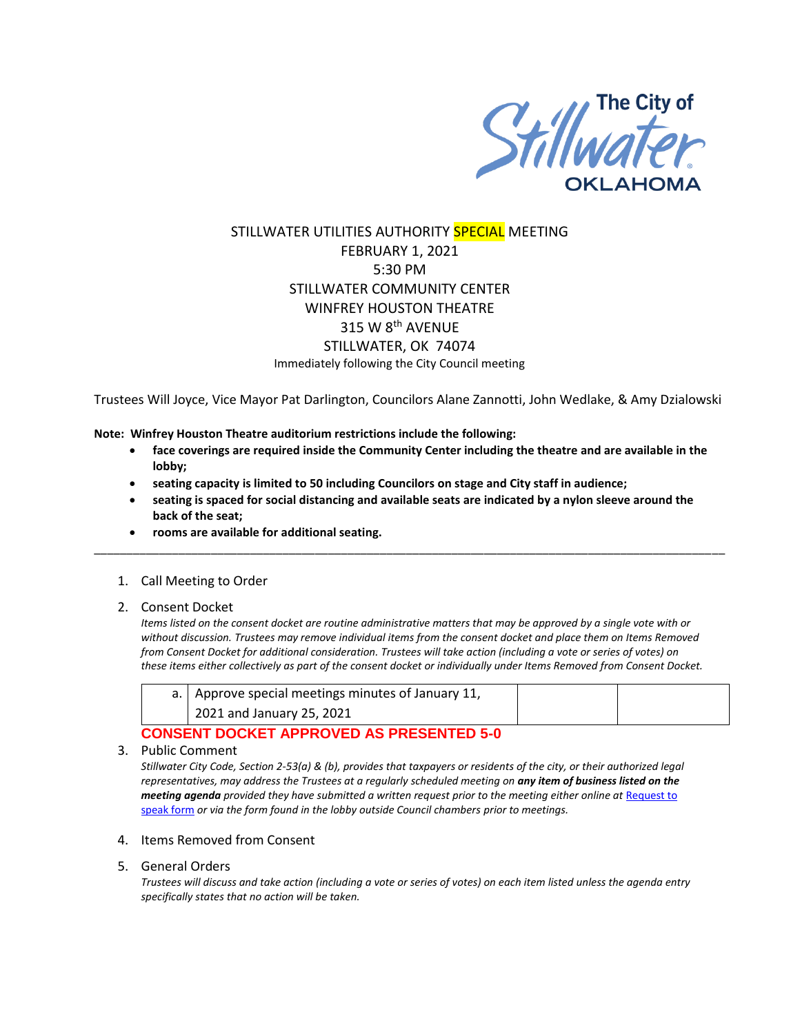The City of Stillwater OKLAHOMA

# STILLWATER UTILITIES AUTHORITY SPECIAL MEETING

FEBRUARY 1, 2021
5:30 PM
STILLWATER COMMUNITY CENTER
WINFREY HOUSTON THEATRE
315 W 8th AVENUE
STILLWATER, OK 74074
Immediately following the City Council meeting

Trustees Will Joyce, Vice Mayor Pat Darlington, Councilors Alane Zannotti, John Wedlake, & Amy Dzialowski

**Note: Winfrey Houston Theatre auditorium restrictions include the following:**

- **face coverings are required inside the Community Center including the theatre and are available in the lobby;**
- **seating capacity is limited to 50 including Councilors on stage and City staff in audience;**
- **seating is spaced for social distancing and available seats are indicated by a nylon sleeve around the back of the seat;**
- **rooms are available for additional seating.**

---

1. Call Meeting to Order

2. Consent Docket

   *Items listed on the consent docket are routine administrative matters that may be approved by a single vote with or without discussion. Trustees may remove individual items from the consent docket and place them on Items Removed from Consent Docket for additional consideration. Trustees will take action (including a vote or series of votes) on these items either collectively as part of the consent docket or individually under Items Removed from Consent Docket.*

| a. | Approve special meetings minutes of January 11, 2021 and January 25, 2021 | | |
|---|---|---|---|

   **CONSENT DOCKET APPROVED AS PRESENTED 5-0**

3. Public Comment

   *Stillwater City Code, Section 2-53(a) & (b), provides that taxpayers or residents of the city, or their authorized legal representatives, may address the Trustees at a regularly scheduled meeting on **any item of business listed on the meeting agenda** provided they have submitted a written request prior to the meeting either online at [Request to speak form]() or via the form found in the lobby outside Council chambers prior to meetings.*

4. Items Removed from Consent

5. General Orders

   *Trustees will discuss and take action (including a vote or series of votes) on each item listed unless the agenda entry specifically states that no action will be taken.*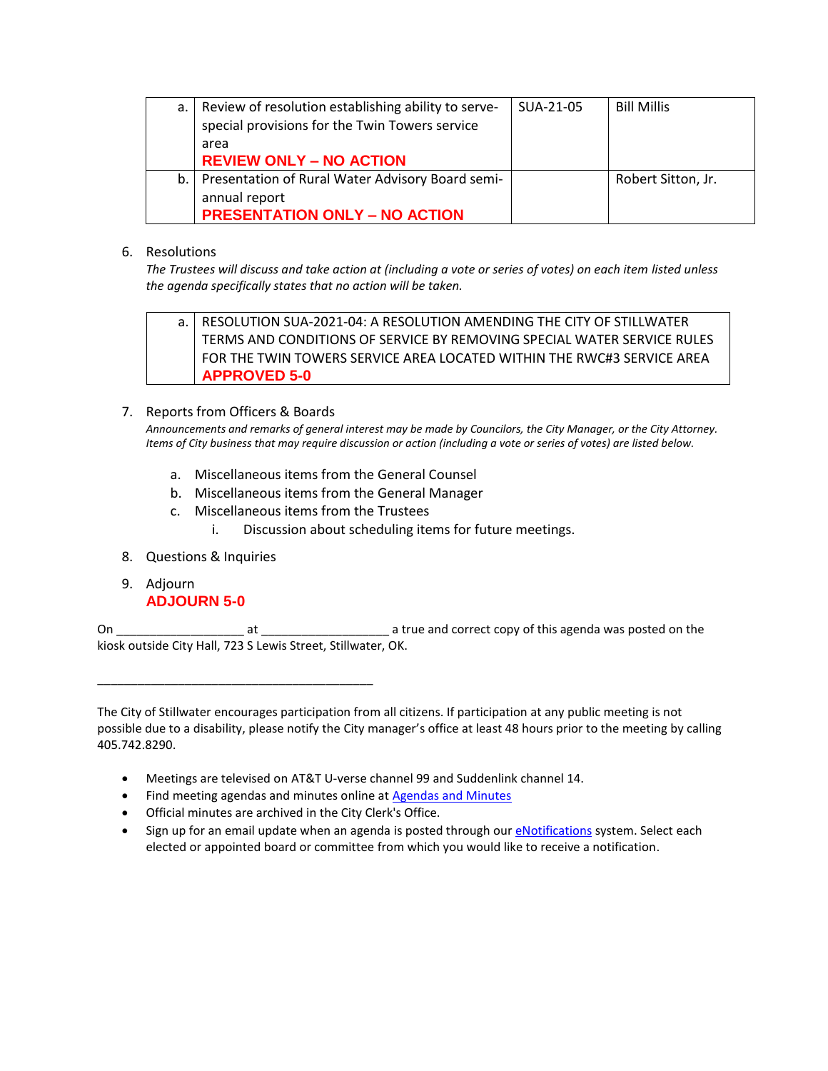| | | | |
|---|---|---|---|
| a. | Review of resolution establishing ability to serve-special provisions for the Twin Towers service area **REVIEW ONLY – NO ACTION** | SUA-21-05 | Bill Millis |
| b. | Presentation of Rural Water Advisory Board semi-annual report **PRESENTATION ONLY – NO ACTION** | | Robert Sitton, Jr. |

6. Resolutions
   *The Trustees will discuss and take action at (including a vote or series of votes) on each item listed unless the agenda specifically states that no action will be taken.*

| | |
|---|---|
| a. | RESOLUTION SUA-2021-04: A RESOLUTION AMENDING THE CITY OF STILLWATER TERMS AND CONDITIONS OF SERVICE BY REMOVING SPECIAL WATER SERVICE RULES FOR THE TWIN TOWERS SERVICE AREA LOCATED WITHIN THE RWC#3 SERVICE AREA **APPROVED 5-0** |

7. Reports from Officers & Boards
   *Announcements and remarks of general interest may be made by Councilors, the City Manager, or the City Attorney. Items of City business that may require discussion or action (including a vote or series of votes) are listed below.*

   a. Miscellaneous items from the General Counsel
   b. Miscellaneous items from the General Manager
   c. Miscellaneous items from the Trustees
      i. Discussion about scheduling items for future meetings.

8. Questions & Inquiries

9. Adjourn
   **ADJOURN 5-0**

On ___________________ at ___________________ a true and correct copy of this agenda was posted on the kiosk outside City Hall, 723 S Lewis Street, Stillwater, OK.

_________________________________________

The City of Stillwater encourages participation from all citizens. If participation at any public meeting is not possible due to a disability, please notify the City manager's office at least 48 hours prior to the meeting by calling 405.742.8290.

- Meetings are televised on AT&T U-verse channel 99 and Suddenlink channel 14.
- Find meeting agendas and minutes online at Agendas and Minutes
- Official minutes are archived in the City Clerk's Office.
- Sign up for an email update when an agenda is posted through our eNotifications system. Select each elected or appointed board or committee from which you would like to receive a notification.